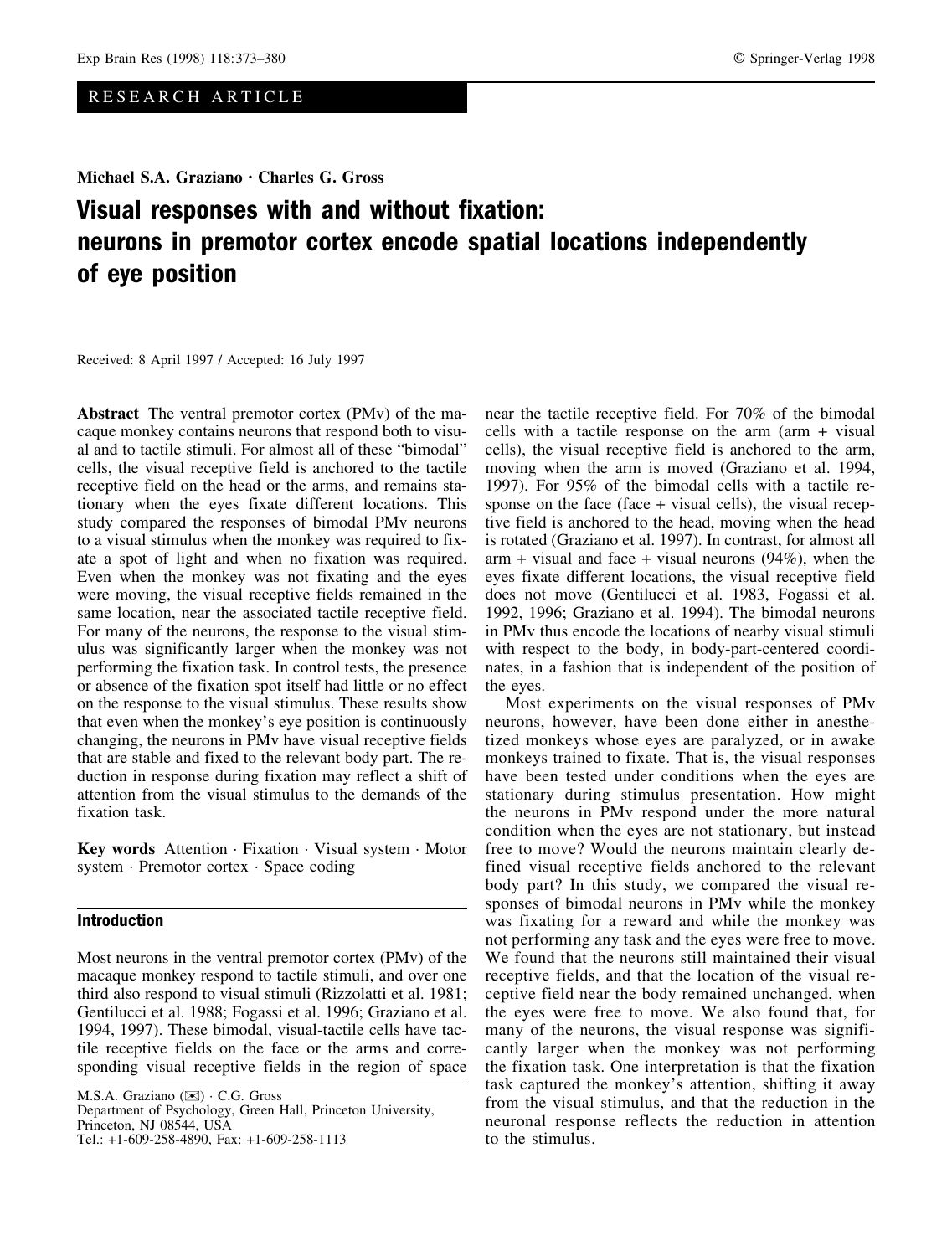RESEARCH ARTICLE

**Michael S.A. Graziano · Charles G. Gross**

# Visual responses with and without fixation: neurons in premotor cortex encode spatial locations independently of eye position

Received: 8 April 1997 / Accepted: 16 July 1997

**Abstract** The ventral premotor cortex (PMv) of the macaque monkey contains neurons that respond both to visual and to tactile stimuli. For almost all of these "bimodal" cells, the visual receptive field is anchored to the tactile receptive field on the head or the arms, and remains stationary when the eyes fixate different locations. This study compared the responses of bimodal PMv neurons to a visual stimulus when the monkey was required to fixate a spot of light and when no fixation was required. Even when the monkey was not fixating and the eyes were moving, the visual receptive fields remained in the same location, near the associated tactile receptive field. For many of the neurons, the response to the visual stimulus was significantly larger when the monkey was not performing the fixation task. In control tests, the presence or absence of the fixation spot itself had little or no effect on the response to the visual stimulus. These results show that even when the monkey's eye position is continuously changing, the neurons in PMv have visual receptive fields that are stable and fixed to the relevant body part. The reduction in response during fixation may reflect a shift of attention from the visual stimulus to the demands of the fixation task.

**Key words** Attention · Fixation · Visual system · Motor system · Premotor cortex · Space coding

## Introduction

Most neurons in the ventral premotor cortex (PMv) of the macaque monkey respond to tactile stimuli, and over one third also respond to visual stimuli (Rizzolatti et al. 1981; Gentilucci et al. 1988; Fogassi et al. 1996; Graziano et al. 1994, 1997). These bimodal, visual-tactile cells have tactile receptive fields on the face or the arms and corresponding visual receptive fields in the region of space near the tactile receptive field. For 70% of the bimodal cells with a tactile response on the arm (arm + visual cells), the visual receptive field is anchored to the arm, moving when the arm is moved (Graziano et al. 1994, 1997). For 95% of the bimodal cells with a tactile response on the face (face + visual cells), the visual receptive field is anchored to the head, moving when the head is rotated (Graziano et al. 1997). In contrast, for almost all arm + visual and face + visual neurons (94%), when the eyes fixate different locations, the visual receptive field does not move (Gentilucci et al. 1983, Fogassi et al. 1992, 1996; Graziano et al. 1994). The bimodal neurons in PMv thus encode the locations of nearby visual stimuli with respect to the body, in body-part-centered coordinates, in a fashion that is independent of the position of the eyes.

Most experiments on the visual responses of PMv neurons, however, have been done either in anesthetized monkeys whose eyes are paralyzed, or in awake monkeys trained to fixate. That is, the visual responses have been tested under conditions when the eyes are stationary during stimulus presentation. How might the neurons in PMv respond under the more natural condition when the eyes are not stationary, but instead free to move? Would the neurons maintain clearly defined visual receptive fields anchored to the relevant body part? In this study, we compared the visual responses of bimodal neurons in PMv while the monkey was fixating for a reward and while the monkey was not performing any task and the eyes were free to move. We found that the neurons still maintained their visual receptive fields, and that the location of the visual receptive field near the body remained unchanged, when the eyes were free to move. We also found that, for many of the neurons, the visual response was significantly larger when the monkey was not performing the fixation task. One interpretation is that the fixation task captured the monkey's attention, shifting it away from the visual stimulus, and that the reduction in the neuronal response reflects the reduction in attention to the stimulus.

M.S.A. Graziano (✉) · C.G. Gross
Department of Psychology, Green Hall, Princeton University, Princeton, NJ 08544, USA
Tel.: +1-609-258-4890, Fax: +1-609-258-1113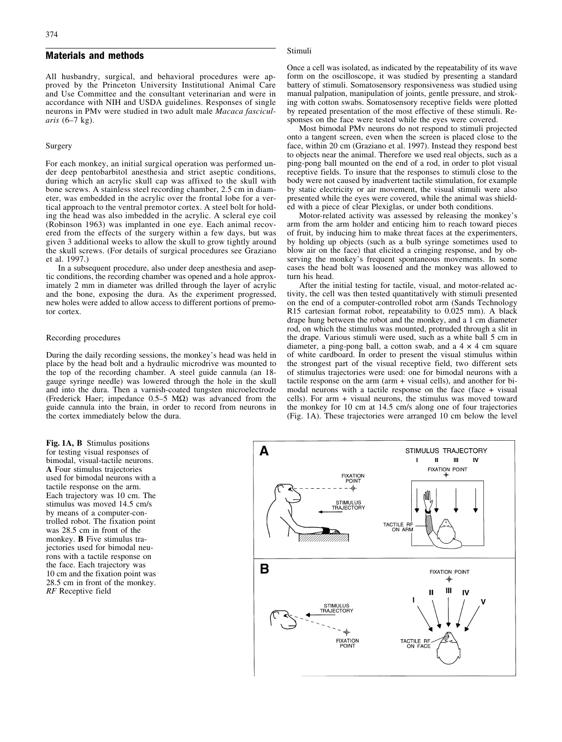## Materials and methods

All husbandry, surgical, and behavioral procedures were approved by the Princeton University Institutional Animal Care and Use Committee and the consultant veterinarian and were in accordance with NIH and USDA guidelines. Responses of single neurons in PMv were studied in two adult male *Macaca fascicularis* (6–7 kg).

### Surgery

For each monkey, an initial surgical operation was performed under deep pentobarbitol anesthesia and strict aseptic conditions, during which an acrylic skull cap was affixed to the skull with bone screws. A stainless steel recording chamber, 2.5 cm in diameter, was embedded in the acrylic over the frontal lobe for a vertical approach to the ventral premotor cortex. A steel bolt for holding the head was also imbedded in the acrylic. A scleral eye coil (Robinson 1963) was implanted in one eye. Each animal recovered from the effects of the surgery within a few days, but was given 3 additional weeks to allow the skull to grow tightly around the skull screws. (For details of surgical procedures see Graziano et al. 1997.)

In a subsequent procedure, also under deep anesthesia and aseptic conditions, the recording chamber was opened and a hole approximately 2 mm in diameter was drilled through the layer of acrylic and the bone, exposing the dura. As the experiment progressed, new holes were added to allow access to different portions of premotor cortex.

### Recording procedures

During the daily recording sessions, the monkey's head was held in place by the head bolt and a hydraulic microdrive was mounted to the top of the recording chamber. A steel guide cannula (an 18-gauge syringe needle) was lowered through the hole in the skull and into the dura. Then a varnish-coated tungsten microelectrode (Frederick Haer; impedance 0.5–5 MΩ) was advanced from the guide cannula into the brain, in order to record from neurons in the cortex immediately below the dura.

### Stimuli

Once a cell was isolated, as indicated by the repeatability of its wave form on the oscilloscope, it was studied by presenting a standard battery of stimuli. Somatosensory responsiveness was studied using manual palpation, manipulation of joints, gentle pressure, and stroking with cotton swabs. Somatosensory receptive fields were plotted by repeated presentation of the most effective of these stimuli. Responses on the face were tested while the eyes were covered.

Most bimodal PMv neurons do not respond to stimuli projected onto a tangent screen, even when the screen is placed close to the face, within 20 cm (Graziano et al. 1997). Instead they respond best to objects near the animal. Therefore we used real objects, such as a ping-pong ball mounted on the end of a rod, in order to plot visual receptive fields. To insure that the responses to stimuli close to the body were not caused by inadvertent tactile stimulation, for example by static electricity or air movement, the visual stimuli were also presented while the eyes were covered, while the animal was shielded with a piece of clear Plexiglas, or under both conditions.

Motor-related activity was assessed by releasing the monkey's arm from the arm holder and enticing him to reach toward pieces of fruit, by inducing him to make threat faces at the experimenters, by holding up objects (such as a bulb syringe sometimes used to blow air on the face) that elicited a cringing response, and by observing the monkey's frequent spontaneous movements. In some cases the head bolt was loosened and the monkey was allowed to turn his head.

After the initial testing for tactile, visual, and motor-related activity, the cell was then tested quantitatively with stimuli presented on the end of a computer-controlled robot arm (Sands Technology R15 cartesian format robot, repeatability to 0.025 mm). A black drape hung between the robot and the monkey, and a 1 cm diameter rod, on which the stimulus was mounted, protruded through a slit in the drape. Various stimuli were used, such as a white ball 5 cm in diameter, a ping-pong ball, a cotton swab, and a 4 × 4 cm square of white cardboard. In order to present the visual stimulus within the strongest part of the visual receptive field, two different sets of stimulus trajectories were used: one for bimodal neurons with a tactile response on the arm (arm + visual cells), and another for bimodal neurons with a tactile response on the face (face + visual cells). For arm + visual neurons, the stimulus was moved toward the monkey for 10 cm at 14.5 cm/s along one of four trajectories (Fig. 1A). These trajectories were arranged 10 cm below the level

A
STIMULUS TRAJECTORY
I II III IV
FIXATION POINT
FIXATION POINT
STIMULUS TRAJECTORY
TACTILE RF ON ARM

B
FIXATION POINT
I II III IV V
STIMULUS TRAJECTORY
FIXATION POINT
TACTILE RF ON FACE

**Fig. 1A, B** Stimulus positions for testing visual responses of bimodal, visual-tactile neurons. **A** Four stimulus trajectories used for bimodal neurons with a tactile response on the arm. Each trajectory was 10 cm. The stimulus was moved 14.5 cm/s by means of a computer-controlled robot. The fixation point was 28.5 cm in front of the monkey. **B** Five stimulus trajectories used for bimodal neurons with a tactile response on the face. Each trajectory was 10 cm and the fixation point was 28.5 cm in front of the monkey. *RF* Receptive field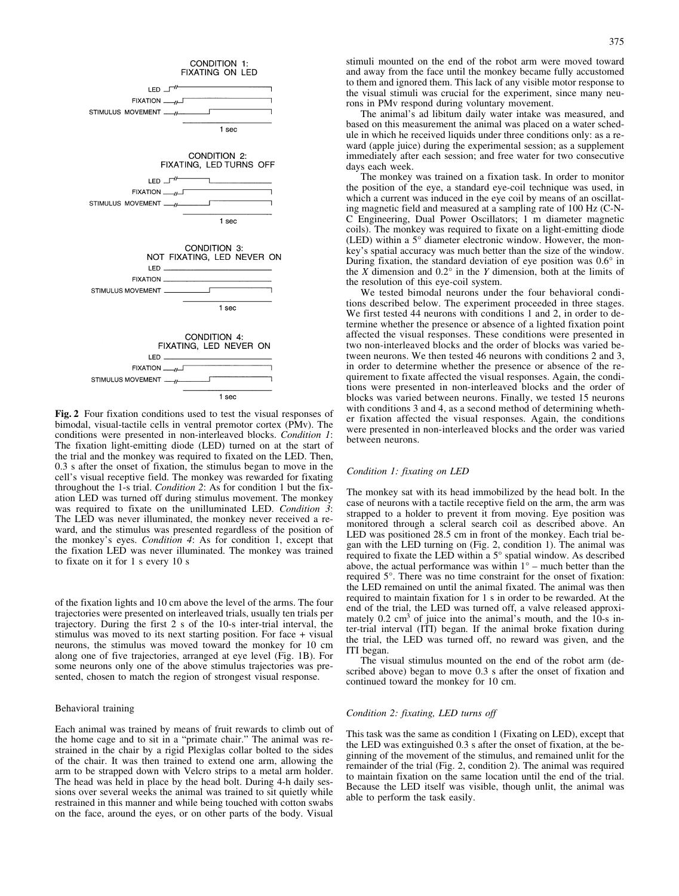CONDITION 1: FIXATING ON LED

LED

FIXATION

STIMULUS MOVEMENT

1 sec

CONDITION 2: FIXATING, LED TURNS OFF

LED

FIXATION

STIMULUS MOVEMENT

1 sec

CONDITION 3: NOT FIXATING, LED NEVER ON

LED

FIXATION

STIMULUS MOVEMENT

1 sec

CONDITION 4: FIXATING, LED NEVER ON

LED

FIXATION

STIMULUS MOVEMENT

1 sec

**Fig. 2** Four fixation conditions used to test the visual responses of bimodal, visual-tactile cells in ventral premotor cortex (PMv). The conditions were presented in non-interleaved blocks. *Condition 1*: The fixation light-emitting diode (LED) turned on at the start of the trial and the monkey was required to fixated on the LED. Then, 0.3 s after the onset of fixation, the stimulus began to move in the cell's visual receptive field. The monkey was rewarded for fixating throughout the 1-s trial. *Condition 2*: As for condition 1 but the fixation LED was turned off during stimulus movement. The monkey was required to fixate on the unilluminated LED. *Condition 3*: The LED was never illuminated, the monkey never received a reward, and the stimulus was presented regardless of the position of the monkey's eyes. *Condition 4*: As for condition 1, except that the fixation LED was never illuminated. The monkey was trained to fixate on it for 1 s every 10 s

of the fixation lights and 10 cm above the level of the arms. The four trajectories were presented on interleaved trials, usually ten trials per trajectory. During the first 2 s of the 10-s inter-trial interval, the stimulus was moved to its next starting position. For face + visual neurons, the stimulus was moved toward the monkey for 10 cm along one of five trajectories, arranged at eye level (Fig. 1B). For some neurons only one of the above stimulus trajectories was presented, chosen to match the region of strongest visual response.

### Behavioral training

Each animal was trained by means of fruit rewards to climb out of the home cage and to sit in a "primate chair." The animal was restrained in the chair by a rigid Plexiglas collar bolted to the sides of the chair. It was then trained to extend one arm, allowing the arm to be strapped down with Velcro strips to a metal arm holder. The head was held in place by the head bolt. During 4-h daily sessions over several weeks the animal was trained to sit quietly while restrained in this manner and while being touched with cotton swabs on the face, around the eyes, or on other parts of the body. Visual stimuli mounted on the end of the robot arm were moved toward and away from the face until the monkey became fully accustomed to them and ignored them. This lack of any visible motor response to the visual stimuli was crucial for the experiment, since many neurons in PMv respond during voluntary movement.

The animal's ad libitum daily water intake was measured, and based on this measurement the animal was placed on a water schedule in which he received liquids under three conditions only: as a reward (apple juice) during the experimental session; as a supplement immediately after each session; and free water for two consecutive days each week.

The monkey was trained on a fixation task. In order to monitor the position of the eye, a standard eye-coil technique was used, in which a current was induced in the eye coil by means of an oscillating magnetic field and measured at a sampling rate of 100 Hz (C-N-C Engineering, Dual Power Oscillators; 1 m diameter magnetic coils). The monkey was required to fixate on a light-emitting diode (LED) within a 5° diameter electronic window. However, the monkey's spatial accuracy was much better than the size of the window. During fixation, the standard deviation of eye position was 0.6° in the *X* dimension and 0.2° in the *Y* dimension, both at the limits of the resolution of this eye-coil system.

We tested bimodal neurons under the four behavioral conditions described below. The experiment proceeded in three stages. We first tested 44 neurons with conditions 1 and 2, in order to determine whether the presence or absence of a lighted fixation point affected the visual responses. These conditions were presented in two non-interleaved blocks and the order of blocks was varied between neurons. We then tested 46 neurons with conditions 2 and 3, in order to determine whether the presence or absence of the requirement to fixate affected the visual responses. Again, the conditions were presented in non-interleaved blocks and the order of blocks was varied between neurons. Finally, we tested 15 neurons with conditions 3 and 4, as a second method of determining whether fixation affected the visual responses. Again, the conditions were presented in non-interleaved blocks and the order was varied between neurons.

#### *Condition 1: fixating on LED*

The monkey sat with its head immobilized by the head bolt. In the case of neurons with a tactile receptive field on the arm, the arm was strapped to a holder to prevent it from moving. Eye position was monitored through a scleral search coil as described above. An LED was positioned 28.5 cm in front of the monkey. Each trial began with the LED turning on (Fig. 2, condition 1). The animal was required to fixate the LED within a 5° spatial window. As described above, the actual performance was within 1° – much better than the required 5°. There was no time constraint for the onset of fixation: the LED remained on until the animal fixated. The animal was then required to maintain fixation for 1 s in order to be rewarded. At the end of the trial, the LED was turned off, a valve released approximately 0.2 $cm^3$ of juice into the animal's mouth, and the 10-s inter-trial interval (ITI) began. If the animal broke fixation during the trial, the LED was turned off, no reward was given, and the ITI began.

The visual stimulus mounted on the end of the robot arm (described above) began to move 0.3 s after the onset of fixation and continued toward the monkey for 10 cm.

#### *Condition 2: fixating, LED turns off*

This task was the same as condition 1 (Fixating on LED), except that the LED was extinguished 0.3 s after the onset of fixation, at the beginning of the movement of the stimulus, and remained unlit for the remainder of the trial (Fig. 2, condition 2). The animal was required to maintain fixation on the same location until the end of the trial. Because the LED itself was visible, though unlit, the animal was able to perform the task easily.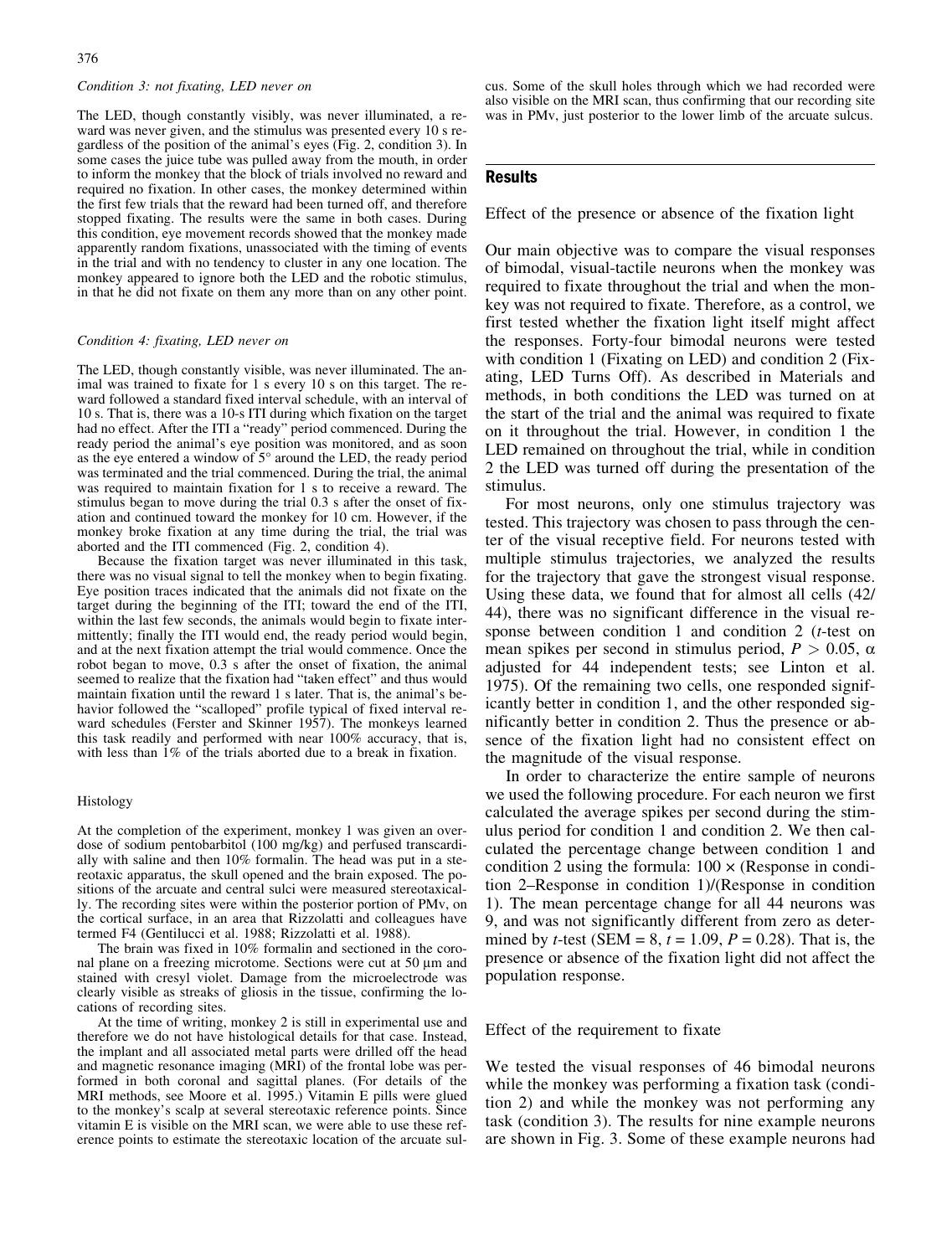*Condition 3: not fixating, LED never on*

The LED, though constantly visibly, was never illuminated, a reward was never given, and the stimulus was presented every 10 s regardless of the position of the animal's eyes (Fig. 2, condition 3). In some cases the juice tube was pulled away from the mouth, in order to inform the monkey that the block of trials involved no reward and required no fixation. In other cases, the monkey determined within the first few trials that the reward had been turned off, and therefore stopped fixating. The results were the same in both cases. During this condition, eye movement records showed that the monkey made apparently random fixations, unassociated with the timing of events in the trial and with no tendency to cluster in any one location. The monkey appeared to ignore both the LED and the robotic stimulus, in that he did not fixate on them any more than on any other point.

*Condition 4: fixating, LED never on*

The LED, though constantly visible, was never illuminated. The animal was trained to fixate for 1 s every 10 s on this target. The reward followed a standard fixed interval schedule, with an interval of 10 s. That is, there was a 10-s ITI during which fixation on the target had no effect. After the ITI a "ready" period commenced. During the ready period the animal's eye position was monitored, and as soon as the eye entered a window of 5° around the LED, the ready period was terminated and the trial commenced. During the trial, the animal was required to maintain fixation for 1 s to receive a reward. The stimulus began to move during the trial 0.3 s after the onset of fixation and continued toward the monkey for 10 cm. However, if the monkey broke fixation at any time during the trial, the trial was aborted and the ITI commenced (Fig. 2, condition 4).

Because the fixation target was never illuminated in this task, there was no visual signal to tell the monkey when to begin fixating. Eye position traces indicated that the animals did not fixate on the target during the beginning of the ITI; toward the end of the ITI, within the last few seconds, the animals would begin to fixate intermittently; finally the ITI would end, the ready period would begin, and at the next fixation attempt the trial would commence. Once the robot began to move, 0.3 s after the onset of fixation, the animal seemed to realize that the fixation had "taken effect" and thus would maintain fixation until the reward 1 s later. That is, the animal's behavior followed the "scalloped" profile typical of fixed interval reward schedules (Ferster and Skinner 1957). The monkeys learned this task readily and performed with near 100% accuracy, that is, with less than 1% of the trials aborted due to a break in fixation.

## Histology

At the completion of the experiment, monkey 1 was given an overdose of sodium pentobarbitol (100 mg/kg) and perfused transcardially with saline and then 10% formalin. The head was put in a stereotaxic apparatus, the skull opened and the brain exposed. The positions of the arcuate and central sulci were measured stereotaxically. The recording sites were within the posterior portion of PMv, on the cortical surface, in an area that Rizzolatti and colleagues have termed F4 (Gentilucci et al. 1988; Rizzolatti et al. 1988).

The brain was fixed in 10% formalin and sectioned in the coronal plane on a freezing microtome. Sections were cut at 50 µm and stained with cresyl violet. Damage from the microelectrode was clearly visible as streaks of gliosis in the tissue, confirming the locations of recording sites.

At the time of writing, monkey 2 is still in experimental use and therefore we do not have histological details for that case. Instead, the implant and all associated metal parts were drilled off the head and magnetic resonance imaging (MRI) of the frontal lobe was performed in both coronal and sagittal planes. (For details of the MRI methods, see Moore et al. 1995.) Vitamin E pills were glued to the monkey's scalp at several stereotaxic reference points. Since vitamin E is visible on the MRI scan, we were able to use these reference points to estimate the stereotaxic location of the arcuate sulcus. Some of the skull holes through which we had recorded were also visible on the MRI scan, thus confirming that our recording site was in PMv, just posterior to the lower limb of the arcuate sulcus.

# Results

## Effect of the presence or absence of the fixation light

Our main objective was to compare the visual responses of bimodal, visual-tactile neurons when the monkey was required to fixate throughout the trial and when the monkey was not required to fixate. Therefore, as a control, we first tested whether the fixation light itself might affect the responses. Forty-four bimodal neurons were tested with condition 1 (Fixating on LED) and condition 2 (Fixating, LED Turns Off). As described in Materials and methods, in both conditions the LED was turned on at the start of the trial and the animal was required to fixate on it throughout the trial. However, in condition 1 the LED remained on throughout the trial, while in condition 2 the LED was turned off during the presentation of the stimulus.

For most neurons, only one stimulus trajectory was tested. This trajectory was chosen to pass through the center of the visual receptive field. For neurons tested with multiple stimulus trajectories, we analyzed the results for the trajectory that gave the strongest visual response. Using these data, we found that for almost all cells (42/44), there was no significant difference in the visual response between condition 1 and condition 2 (*t*-test on mean spikes per second in stimulus period, $P > 0.05$, $\alpha$ adjusted for 44 independent tests; see Linton et al. 1975). Of the remaining two cells, one responded significantly better in condition 1, and the other responded significantly better in condition 2. Thus the presence or absence of the fixation light had no consistent effect on the magnitude of the visual response.

In order to characterize the entire sample of neurons we used the following procedure. For each neuron we first calculated the average spikes per second during the stimulus period for condition 1 and condition 2. We then calculated the percentage change between condition 1 and condition 2 using the formula: $100 \times$ (Response in condition 2–Response in condition 1)/(Response in condition 1). The mean percentage change for all 44 neurons was 9, and was not significantly different from zero as determined by *t*-test (SEM = 8, $t = 1.09$, $P = 0.28$). That is, the presence or absence of the fixation light did not affect the population response.

## Effect of the requirement to fixate

We tested the visual responses of 46 bimodal neurons while the monkey was performing a fixation task (condition 2) and while the monkey was not performing any task (condition 3). The results for nine example neurons are shown in Fig. 3. Some of these example neurons had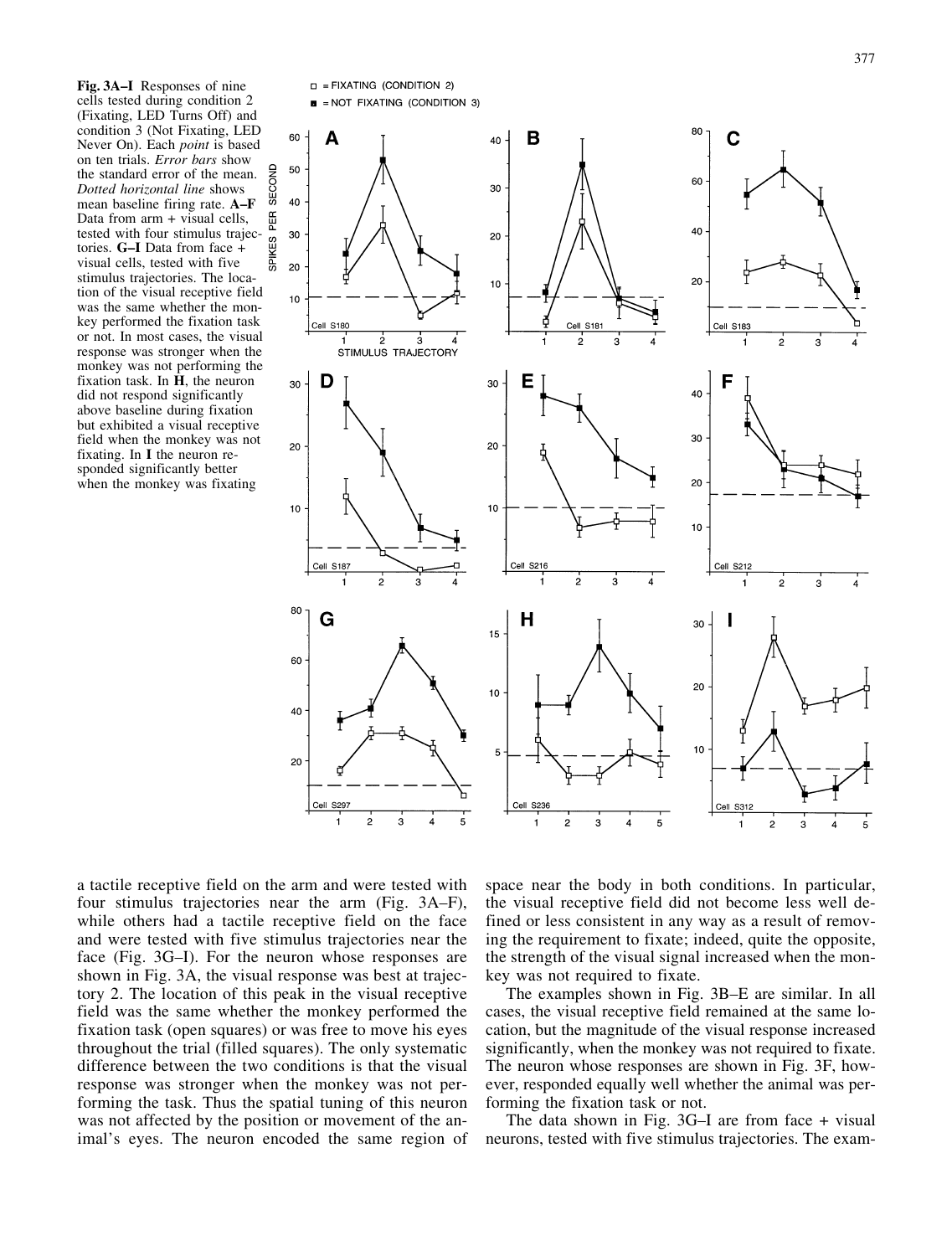**Fig. 3A–I** Responses of nine cells tested during condition 2 (Fixating, LED Turns Off) and condition 3 (Not Fixating, LED Never On). Each *point* is based on ten trials. *Error bars* show the standard error of the mean. *Dotted horizontal line* shows mean baseline firing rate. **A–F** Data from arm + visual cells, tested with four stimulus trajectories. **G–I** Data from face + visual cells, tested with five stimulus trajectories. The location of the visual receptive field was the same whether the monkey performed the fixation task or not. In most cases, the visual response was stronger when the monkey was not performing the fixation task. In **H**, the neuron did not respond significantly above baseline during fixation but exhibited a visual receptive field when the monkey was not fixating. In **I** the neuron responded significantly better when the monkey was fixating

□ = FIXATING (CONDITION 2)
■ = NOT FIXATING (CONDITION 3)

SPIKES PER SECOND
STIMULUS TRAJECTORY

A: Cell S180
B: Cell S181
C: Cell S183
D: Cell S187
E: Cell S216
F: Cell S212
G: Cell S297
H: Cell S236
I: Cell S312

a tactile receptive field on the arm and were tested with four stimulus trajectories near the arm (Fig. 3A–F), while others had a tactile receptive field on the face and were tested with five stimulus trajectories near the face (Fig. 3G–I). For the neuron whose responses are shown in Fig. 3A, the visual response was best at trajectory 2. The location of this peak in the visual receptive field was the same whether the monkey performed the fixation task (open squares) or was free to move his eyes throughout the trial (filled squares). The only systematic difference between the two conditions is that the visual response was stronger when the monkey was not performing the task. Thus the spatial tuning of this neuron was not affected by the position or movement of the animal's eyes. The neuron encoded the same region of space near the body in both conditions. In particular, the visual receptive field did not become less well defined or less consistent in any way as a result of removing the requirement to fixate; indeed, quite the opposite, the strength of the visual signal increased when the monkey was not required to fixate.

The examples shown in Fig. 3B–E are similar. In all cases, the visual receptive field remained at the same location, but the magnitude of the visual response increased significantly, when the monkey was not required to fixate. The neuron whose responses are shown in Fig. 3F, however, responded equally well whether the animal was performing the fixation task or not.

The data shown in Fig. 3G–I are from face + visual neurons, tested with five stimulus trajectories. The exam-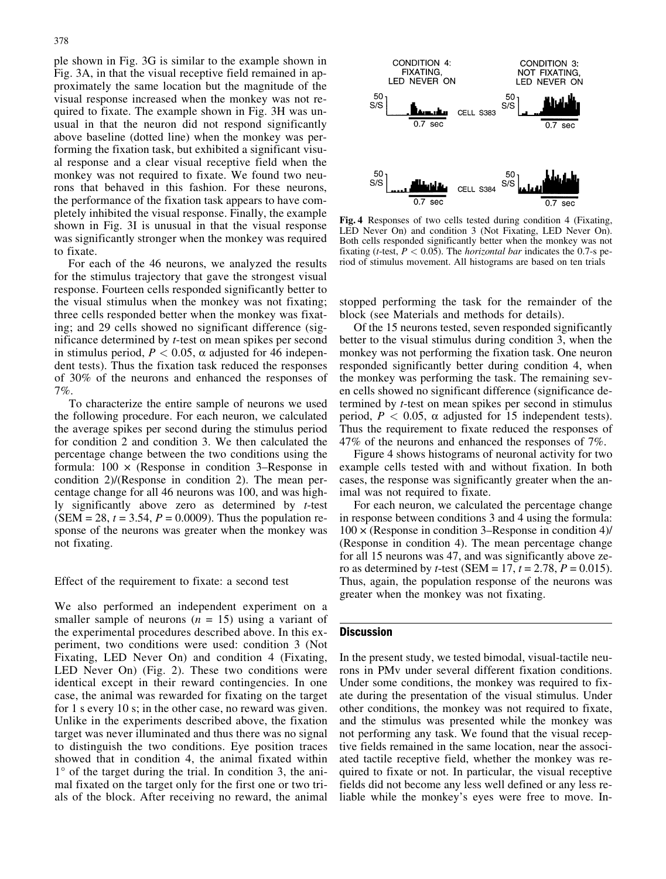ple shown in Fig. 3G is similar to the example shown in Fig. 3A, in that the visual receptive field remained in approximately the same location but the magnitude of the visual response increased when the monkey was not required to fixate. The example shown in Fig. 3H was unusual in that the neuron did not respond significantly above baseline (dotted line) when the monkey was performing the fixation task, but exhibited a significant visual response and a clear visual receptive field when the monkey was not required to fixate. We found two neurons that behaved in this fashion. For these neurons, the performance of the fixation task appears to have completely inhibited the visual response. Finally, the example shown in Fig. 3I is unusual in that the visual response was significantly stronger when the monkey was required to fixate.

For each of the 46 neurons, we analyzed the results for the stimulus trajectory that gave the strongest visual response. Fourteen cells responded significantly better to the visual stimulus when the monkey was not fixating; three cells responded better when the monkey was fixating; and 29 cells showed no significant difference (significance determined by *t*-test on mean spikes per second in stimulus period, $P < 0.05$, α adjusted for 46 independent tests). Thus the fixation task reduced the responses of 30% of the neurons and enhanced the responses of 7%.

To characterize the entire sample of neurons we used the following procedure. For each neuron, we calculated the average spikes per second during the stimulus period for condition 2 and condition 3. We then calculated the percentage change between the two conditions using the formula: $100 \times$ (Response in condition 3–Response in condition 2)/(Response in condition 2). The mean percentage change for all 46 neurons was 100, and was highly significantly above zero as determined by *t*-test (SEM = 28, $t = 3.54$, $P = 0.0009$). Thus the population response of the neurons was greater when the monkey was not fixating.

## Effect of the requirement to fixate: a second test

We also performed an independent experiment on a smaller sample of neurons ($n = 15$) using a variant of the experimental procedures described above. In this experiment, two conditions were used: condition 3 (Not Fixating, LED Never On) and condition 4 (Fixating, LED Never On) (Fig. 2). These two conditions were identical except in their reward contingencies. In one case, the animal was rewarded for fixating on the target for 1 s every 10 s; in the other case, no reward was given. Unlike in the experiments described above, the fixation target was never illuminated and thus there was no signal to distinguish the two conditions. Eye position traces showed that in condition 4, the animal fixated within 1° of the target during the trial. In condition 3, the animal fixated on the target only for the first one or two trials of the block. After receiving no reward, the animal stopped performing the task for the remainder of the block (see Materials and methods for details).

**Fig. 4** Responses of two cells tested during condition 4 (Fixating, LED Never On) and condition 3 (Not Fixating, LED Never On). Both cells responded significantly better when the monkey was not fixating (*t*-test, $P < 0.05$). The *horizontal bar* indicates the 0.7-s period of stimulus movement. All histograms are based on ten trials

Of the 15 neurons tested, seven responded significantly better to the visual stimulus during condition 3, when the monkey was not performing the fixation task. One neuron responded significantly better during condition 4, when the monkey was performing the task. The remaining seven cells showed no significant difference (significance determined by *t*-test on mean spikes per second in stimulus period, $P < 0.05$, α adjusted for 15 independent tests). Thus the requirement to fixate reduced the responses of 47% of the neurons and enhanced the responses of 7%.

Figure 4 shows histograms of neuronal activity for two example cells tested with and without fixation. In both cases, the response was significantly greater when the animal was not required to fixate.

For each neuron, we calculated the percentage change in response between conditions 3 and 4 using the formula: $100 \times$ (Response in condition 3–Response in condition 4)/(Response in condition 4). The mean percentage change for all 15 neurons was 47, and was significantly above zero as determined by *t*-test (SEM = 17, $t = 2.78$, $P = 0.015$). Thus, again, the population response of the neurons was greater when the monkey was not fixating.

## Discussion

In the present study, we tested bimodal, visual-tactile neurons in PMv under several different fixation conditions. Under some conditions, the monkey was required to fixate during the presentation of the visual stimulus. Under other conditions, the monkey was not required to fixate, and the stimulus was presented while the monkey was not performing any task. We found that the visual receptive fields remained in the same location, near the associated tactile receptive field, whether the monkey was required to fixate or not. In particular, the visual receptive fields did not become any less well defined or any less reliable while the monkey's eyes were free to move. In-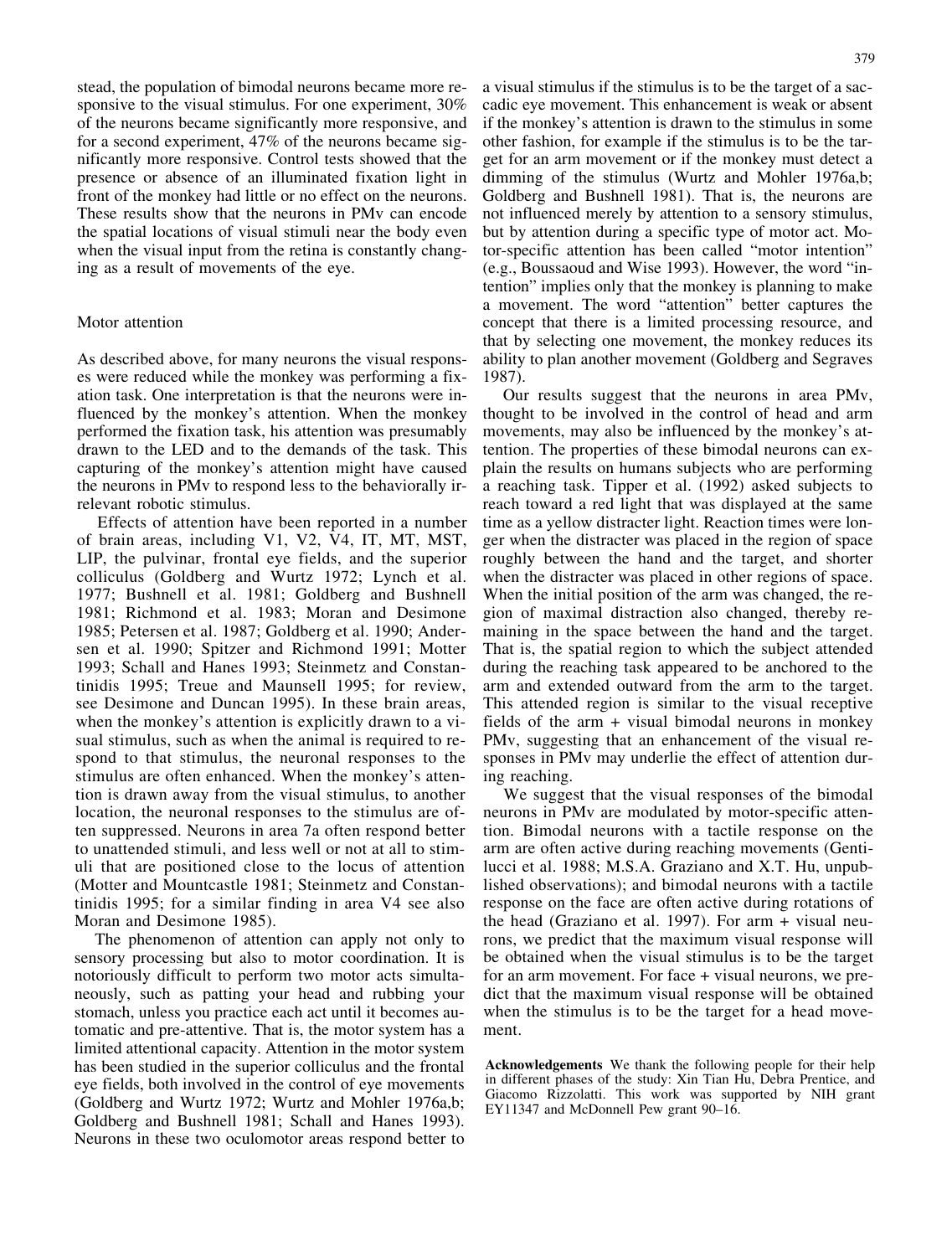stead, the population of bimodal neurons became more responsive to the visual stimulus. For one experiment, 30% of the neurons became significantly more responsive, and for a second experiment, 47% of the neurons became significantly more responsive. Control tests showed that the presence or absence of an illuminated fixation light in front of the monkey had little or no effect on the neurons. These results show that the neurons in PMv can encode the spatial locations of visual stimuli near the body even when the visual input from the retina is constantly changing as a result of movements of the eye.

## Motor attention

As described above, for many neurons the visual responses were reduced while the monkey was performing a fixation task. One interpretation is that the neurons were influenced by the monkey's attention. When the monkey performed the fixation task, his attention was presumably drawn to the LED and to the demands of the task. This capturing of the monkey's attention might have caused the neurons in PMv to respond less to the behaviorally irrelevant robotic stimulus.

Effects of attention have been reported in a number of brain areas, including V1, V2, V4, IT, MT, MST, LIP, the pulvinar, frontal eye fields, and the superior colliculus (Goldberg and Wurtz 1972; Lynch et al. 1977; Bushnell et al. 1981; Goldberg and Bushnell 1981; Richmond et al. 1983; Moran and Desimone 1985; Petersen et al. 1987; Goldberg et al. 1990; Andersen et al. 1990; Spitzer and Richmond 1991; Motter 1993; Schall and Hanes 1993; Steinmetz and Constantinidis 1995; Treue and Maunsell 1995; for review, see Desimone and Duncan 1995). In these brain areas, when the monkey's attention is explicitly drawn to a visual stimulus, such as when the animal is required to respond to that stimulus, the neuronal responses to the stimulus are often enhanced. When the monkey's attention is drawn away from the visual stimulus, to another location, the neuronal responses to the stimulus are often suppressed. Neurons in area 7a often respond better to unattended stimuli, and less well or not at all to stimuli that are positioned close to the locus of attention (Motter and Mountcastle 1981; Steinmetz and Constantinidis 1995; for a similar finding in area V4 see also Moran and Desimone 1985).

The phenomenon of attention can apply not only to sensory processing but also to motor coordination. It is notoriously difficult to perform two motor acts simultaneously, such as patting your head and rubbing your stomach, unless you practice each act until it becomes automatic and pre-attentive. That is, the motor system has a limited attentional capacity. Attention in the motor system has been studied in the superior colliculus and the frontal eye fields, both involved in the control of eye movements (Goldberg and Wurtz 1972; Wurtz and Mohler 1976a,b; Goldberg and Bushnell 1981; Schall and Hanes 1993). Neurons in these two oculomotor areas respond better to a visual stimulus if the stimulus is to be the target of a saccadic eye movement. This enhancement is weak or absent if the monkey's attention is drawn to the stimulus in some other fashion, for example if the stimulus is to be the target for an arm movement or if the monkey must detect a dimming of the stimulus (Wurtz and Mohler 1976a,b; Goldberg and Bushnell 1981). That is, the neurons are not influenced merely by attention to a sensory stimulus, but by attention during a specific type of motor act. Motor-specific attention has been called "motor intention" (e.g., Boussaoud and Wise 1993). However, the word "intention" implies only that the monkey is planning to make a movement. The word "attention" better captures the concept that there is a limited processing resource, and that by selecting one movement, the monkey reduces its ability to plan another movement (Goldberg and Segraves 1987).

Our results suggest that the neurons in area PMv, thought to be involved in the control of head and arm movements, may also be influenced by the monkey's attention. The properties of these bimodal neurons can explain the results on humans subjects who are performing a reaching task. Tipper et al. (1992) asked subjects to reach toward a red light that was displayed at the same time as a yellow distracter light. Reaction times were longer when the distracter was placed in the region of space roughly between the hand and the target, and shorter when the distracter was placed in other regions of space. When the initial position of the arm was changed, the region of maximal distraction also changed, thereby remaining in the space between the hand and the target. That is, the spatial region to which the subject attended during the reaching task appeared to be anchored to the arm and extended outward from the arm to the target. This attended region is similar to the visual receptive fields of the arm + visual bimodal neurons in monkey PMv, suggesting that an enhancement of the visual responses in PMv may underlie the effect of attention during reaching.

We suggest that the visual responses of the bimodal neurons in PMv are modulated by motor-specific attention. Bimodal neurons with a tactile response on the arm are often active during reaching movements (Gentilucci et al. 1988; M.S.A. Graziano and X.T. Hu, unpublished observations); and bimodal neurons with a tactile response on the face are often active during rotations of the head (Graziano et al. 1997). For arm + visual neurons, we predict that the maximum visual response will be obtained when the visual stimulus is to be the target for an arm movement. For face + visual neurons, we predict that the maximum visual response will be obtained when the stimulus is to be the target for a head movement.

**Acknowledgements** We thank the following people for their help in different phases of the study: Xin Tian Hu, Debra Prentice, and Giacomo Rizzolatti. This work was supported by NIH grant EY11347 and McDonnell Pew grant 90–16.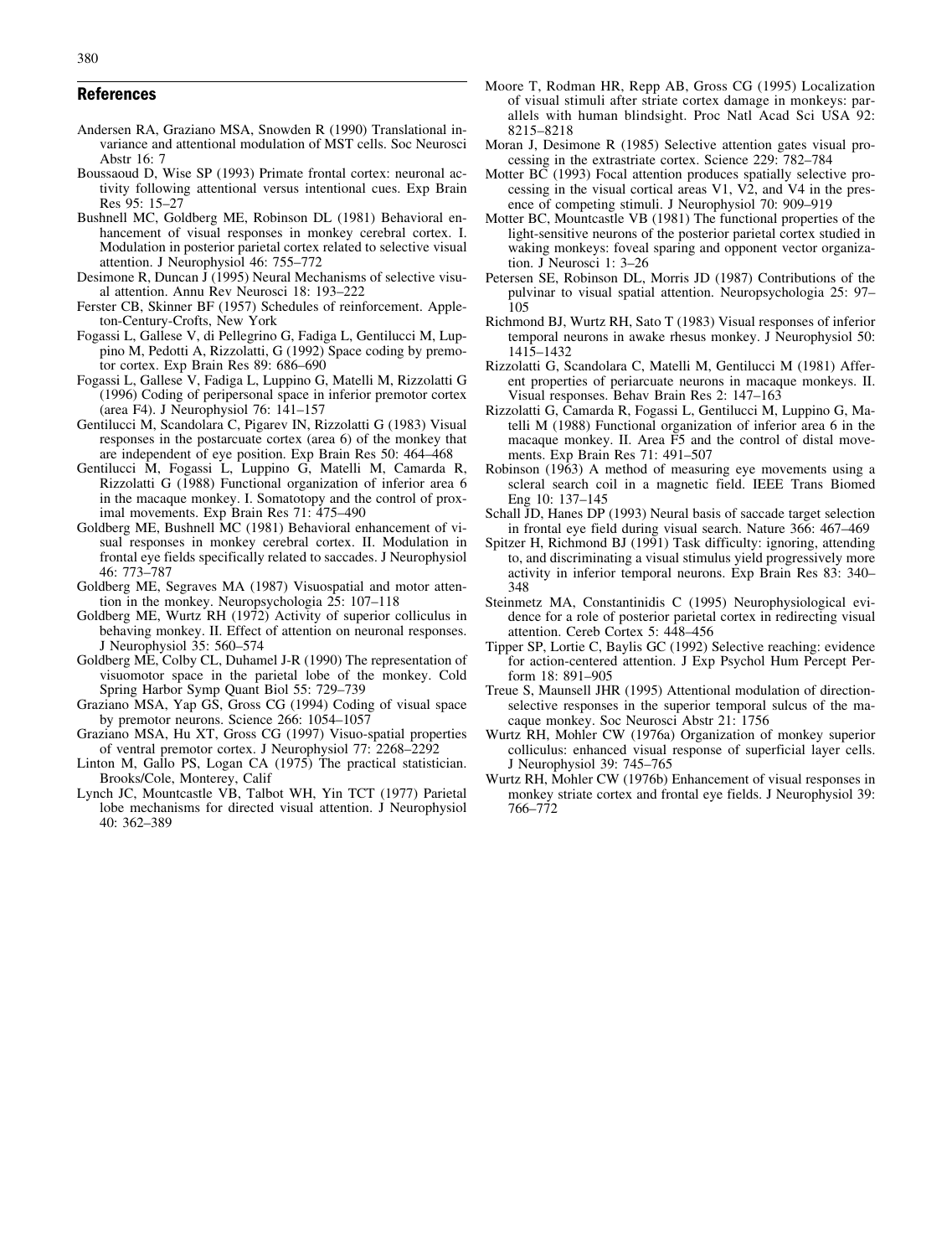## References

Andersen RA, Graziano MSA, Snowden R (1990) Translational invariance and attentional modulation of MST cells. Soc Neurosci Abstr 16: 7

Boussaoud D, Wise SP (1993) Primate frontal cortex: neuronal activity following attentional versus intentional cues. Exp Brain Res 95: 15–27

Bushnell MC, Goldberg ME, Robinson DL (1981) Behavioral enhancement of visual responses in monkey cerebral cortex. I. Modulation in posterior parietal cortex related to selective visual attention. J Neurophysiol 46: 755–772

Desimone R, Duncan J (1995) Neural Mechanisms of selective visual attention. Annu Rev Neurosci 18: 193–222

Ferster CB, Skinner BF (1957) Schedules of reinforcement. Appleton-Century-Crofts, New York

Fogassi L, Gallese V, di Pellegrino G, Fadiga L, Gentilucci M, Luppino M, Pedotti A, Rizzolatti, G (1992) Space coding by premotor cortex. Exp Brain Res 89: 686–690

Fogassi L, Gallese V, Fadiga L, Luppino G, Matelli M, Rizzolatti G (1996) Coding of peripersonal space in inferior premotor cortex (area F4). J Neurophysiol 76: 141–157

Gentilucci M, Scandolara C, Pigarev IN, Rizzolatti G (1983) Visual responses in the postarcuate cortex (area 6) of the monkey that are independent of eye position. Exp Brain Res 50: 464–468

Gentilucci M, Fogassi L, Luppino G, Matelli M, Camarda R, Rizzolatti G (1988) Functional organization of inferior area 6 in the macaque monkey. I. Somatotopy and the control of proximal movements. Exp Brain Res 71: 475–490

Goldberg ME, Bushnell MC (1981) Behavioral enhancement of visual responses in monkey cerebral cortex. II. Modulation in frontal eye fields specifically related to saccades. J Neurophysiol 46: 773–787

Goldberg ME, Segraves MA (1987) Visuospatial and motor attention in the monkey. Neuropsychologia 25: 107–118

Goldberg ME, Wurtz RH (1972) Activity of superior colliculus in behaving monkey. II. Effect of attention on neuronal responses. J Neurophysiol 35: 560–574

Goldberg ME, Colby CL, Duhamel J-R (1990) The representation of visuomotor space in the parietal lobe of the monkey. Cold Spring Harbor Symp Quant Biol 55: 729–739

Graziano MSA, Yap GS, Gross CG (1994) Coding of visual space by premotor neurons. Science 266: 1054–1057

Graziano MSA, Hu XT, Gross CG (1997) Visuo-spatial properties of ventral premotor cortex. J Neurophysiol 77: 2268–2292

Linton M, Gallo PS, Logan CA (1975) The practical statistician. Brooks/Cole, Monterey, Calif

Lynch JC, Mountcastle VB, Talbot WH, Yin TCT (1977) Parietal lobe mechanisms for directed visual attention. J Neurophysiol 40: 362–389

Moore T, Rodman HR, Repp AB, Gross CG (1995) Localization of visual stimuli after striate cortex damage in monkeys: parallels with human blindsight. Proc Natl Acad Sci USA 92: 8215–8218

Moran J, Desimone R (1985) Selective attention gates visual processing in the extrastriate cortex. Science 229: 782–784

Motter BC (1993) Focal attention produces spatially selective processing in the visual cortical areas V1, V2, and V4 in the presence of competing stimuli. J Neurophysiol 70: 909–919

Motter BC, Mountcastle VB (1981) The functional properties of the light-sensitive neurons of the posterior parietal cortex studied in waking monkeys: foveal sparing and opponent vector organization. J Neurosci 1: 3–26

Petersen SE, Robinson DL, Morris JD (1987) Contributions of the pulvinar to visual spatial attention. Neuropsychologia 25: 97–105

Richmond BJ, Wurtz RH, Sato T (1983) Visual responses of inferior temporal neurons in awake rhesus monkey. J Neurophysiol 50: 1415–1432

Rizzolatti G, Scandolara C, Matelli M, Gentilucci M (1981) Afferent properties of periarcuate neurons in macaque monkeys. II. Visual responses. Behav Brain Res 2: 147–163

Rizzolatti G, Camarda R, Fogassi L, Gentilucci M, Luppino G, Matelli M (1988) Functional organization of inferior area 6 in the macaque monkey. II. Area F5 and the control of distal movements. Exp Brain Res 71: 491–507

Robinson (1963) A method of measuring eye movements using a scleral search coil in a magnetic field. IEEE Trans Biomed Eng 10: 137–145

Schall JD, Hanes DP (1993) Neural basis of saccade target selection in frontal eye field during visual search. Nature 366: 467–469

Spitzer H, Richmond BJ (1991) Task difficulty: ignoring, attending to, and discriminating a visual stimulus yield progressively more activity in inferior temporal neurons. Exp Brain Res 83: 340–348

Steinmetz MA, Constantinidis C (1995) Neurophysiological evidence for a role of posterior parietal cortex in redirecting visual attention. Cereb Cortex 5: 448–456

Tipper SP, Lortie C, Baylis GC (1992) Selective reaching: evidence for action-centered attention. J Exp Psychol Hum Percept Perform 18: 891–905

Treue S, Maunsell JHR (1995) Attentional modulation of direction-selective responses in the superior temporal sulcus of the macaque monkey. Soc Neurosci Abstr 21: 1756

Wurtz RH, Mohler CW (1976a) Organization of monkey superior colliculus: enhanced visual response of superficial layer cells. J Neurophysiol 39: 745–765

Wurtz RH, Mohler CW (1976b) Enhancement of visual responses in monkey striate cortex and frontal eye fields. J Neurophysiol 39: 766–772